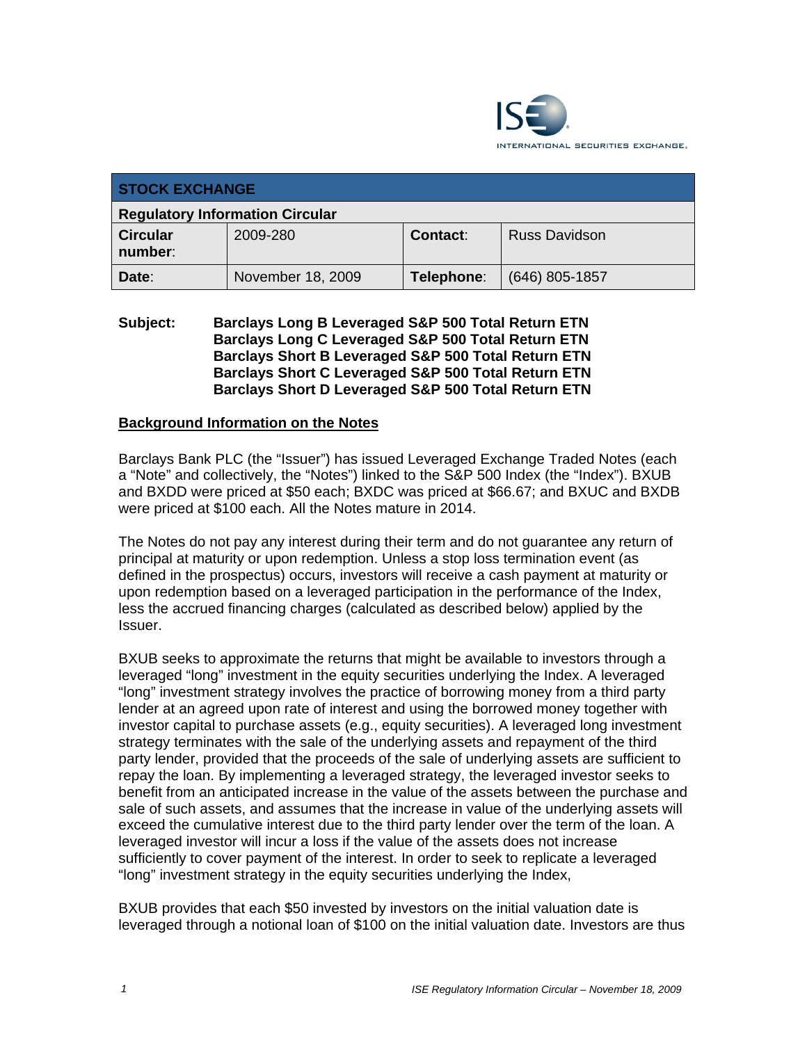INTERNATIONAL SECURITIES EXCHANGE.

| STOCK EXCHANGE | | | |
|---|---|---|---|
| **Regulatory Information Circular** | | | |
| **Circular number**: | 2009-280 | **Contact**: | Russ Davidson |
| **Date**: | November 18, 2009 | **Telephone**: | (646) 805-1857 |

**Subject:** **Barclays Long B Leveraged S&P 500 Total Return ETN**
**Barclays Long C Leveraged S&P 500 Total Return ETN**
**Barclays Short B Leveraged S&P 500 Total Return ETN**
**Barclays Short C Leveraged S&P 500 Total Return ETN**
**Barclays Short D Leveraged S&P 500 Total Return ETN**

## Background Information on the Notes

Barclays Bank PLC (the "Issuer") has issued Leveraged Exchange Traded Notes (each a "Note" and collectively, the "Notes") linked to the S&P 500 Index (the "Index"). BXUB and BXDD were priced at $50 each; BXDC was priced at $66.67; and BXUC and BXDB were priced at $100 each. All the Notes mature in 2014.

The Notes do not pay any interest during their term and do not guarantee any return of principal at maturity or upon redemption. Unless a stop loss termination event (as defined in the prospectus) occurs, investors will receive a cash payment at maturity or upon redemption based on a leveraged participation in the performance of the Index, less the accrued financing charges (calculated as described below) applied by the Issuer.

BXUB seeks to approximate the returns that might be available to investors through a leveraged "long" investment in the equity securities underlying the Index. A leveraged "long" investment strategy involves the practice of borrowing money from a third party lender at an agreed upon rate of interest and using the borrowed money together with investor capital to purchase assets (e.g., equity securities). A leveraged long investment strategy terminates with the sale of the underlying assets and repayment of the third party lender, provided that the proceeds of the sale of underlying assets are sufficient to repay the loan. By implementing a leveraged strategy, the leveraged investor seeks to benefit from an anticipated increase in the value of the assets between the purchase and sale of such assets, and assumes that the increase in value of the underlying assets will exceed the cumulative interest due to the third party lender over the term of the loan. A leveraged investor will incur a loss if the value of the assets does not increase sufficiently to cover payment of the interest. In order to seek to replicate a leveraged "long" investment strategy in the equity securities underlying the Index,

BXUB provides that each $50 invested by investors on the initial valuation date is leveraged through a notional loan of $100 on the initial valuation date. Investors are thus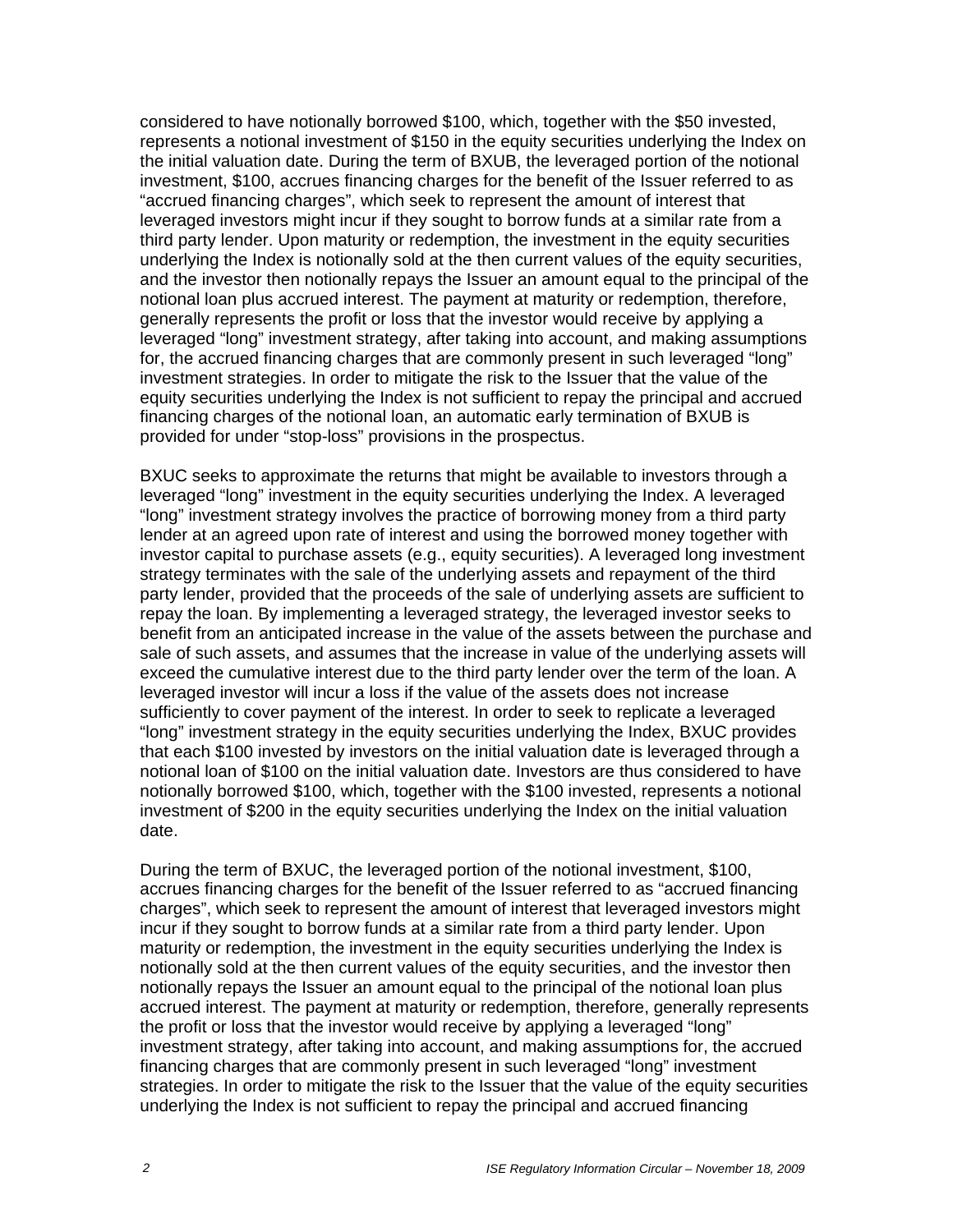considered to have notionally borrowed $100, which, together with the $50 invested, represents a notional investment of $150 in the equity securities underlying the Index on the initial valuation date. During the term of BXUB, the leveraged portion of the notional investment, $100, accrues financing charges for the benefit of the Issuer referred to as “accrued financing charges”, which seek to represent the amount of interest that leveraged investors might incur if they sought to borrow funds at a similar rate from a third party lender. Upon maturity or redemption, the investment in the equity securities underlying the Index is notionally sold at the then current values of the equity securities, and the investor then notionally repays the Issuer an amount equal to the principal of the notional loan plus accrued interest. The payment at maturity or redemption, therefore, generally represents the profit or loss that the investor would receive by applying a leveraged “long” investment strategy, after taking into account, and making assumptions for, the accrued financing charges that are commonly present in such leveraged “long” investment strategies. In order to mitigate the risk to the Issuer that the value of the equity securities underlying the Index is not sufficient to repay the principal and accrued financing charges of the notional loan, an automatic early termination of BXUB is provided for under “stop-loss” provisions in the prospectus.

BXUC seeks to approximate the returns that might be available to investors through a leveraged “long” investment in the equity securities underlying the Index. A leveraged “long” investment strategy involves the practice of borrowing money from a third party lender at an agreed upon rate of interest and using the borrowed money together with investor capital to purchase assets (e.g., equity securities). A leveraged long investment strategy terminates with the sale of the underlying assets and repayment of the third party lender, provided that the proceeds of the sale of underlying assets are sufficient to repay the loan. By implementing a leveraged strategy, the leveraged investor seeks to benefit from an anticipated increase in the value of the assets between the purchase and sale of such assets, and assumes that the increase in value of the underlying assets will exceed the cumulative interest due to the third party lender over the term of the loan. A leveraged investor will incur a loss if the value of the assets does not increase sufficiently to cover payment of the interest. In order to seek to replicate a leveraged “long” investment strategy in the equity securities underlying the Index, BXUC provides that each $100 invested by investors on the initial valuation date is leveraged through a notional loan of $100 on the initial valuation date. Investors are thus considered to have notionally borrowed $100, which, together with the $100 invested, represents a notional investment of $200 in the equity securities underlying the Index on the initial valuation date.

During the term of BXUC, the leveraged portion of the notional investment, $100, accrues financing charges for the benefit of the Issuer referred to as “accrued financing charges”, which seek to represent the amount of interest that leveraged investors might incur if they sought to borrow funds at a similar rate from a third party lender. Upon maturity or redemption, the investment in the equity securities underlying the Index is notionally sold at the then current values of the equity securities, and the investor then notionally repays the Issuer an amount equal to the principal of the notional loan plus accrued interest. The payment at maturity or redemption, therefore, generally represents the profit or loss that the investor would receive by applying a leveraged “long” investment strategy, after taking into account, and making assumptions for, the accrued financing charges that are commonly present in such leveraged “long” investment strategies. In order to mitigate the risk to the Issuer that the value of the equity securities underlying the Index is not sufficient to repay the principal and accrued financing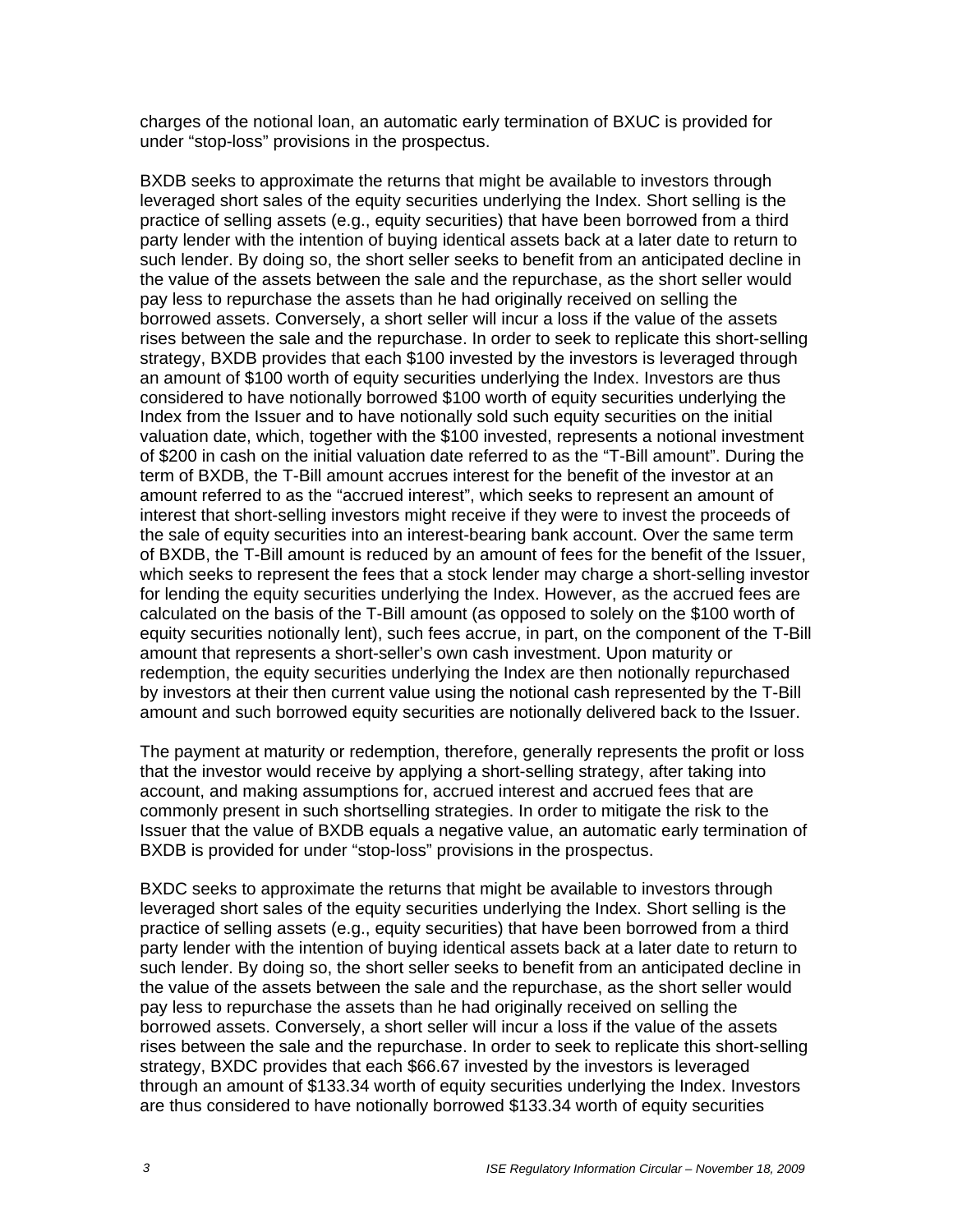charges of the notional loan, an automatic early termination of BXUC is provided for under "stop-loss" provisions in the prospectus.

BXDB seeks to approximate the returns that might be available to investors through leveraged short sales of the equity securities underlying the Index. Short selling is the practice of selling assets (e.g., equity securities) that have been borrowed from a third party lender with the intention of buying identical assets back at a later date to return to such lender. By doing so, the short seller seeks to benefit from an anticipated decline in the value of the assets between the sale and the repurchase, as the short seller would pay less to repurchase the assets than he had originally received on selling the borrowed assets. Conversely, a short seller will incur a loss if the value of the assets rises between the sale and the repurchase. In order to seek to replicate this short-selling strategy, BXDB provides that each $100 invested by the investors is leveraged through an amount of $100 worth of equity securities underlying the Index. Investors are thus considered to have notionally borrowed $100 worth of equity securities underlying the Index from the Issuer and to have notionally sold such equity securities on the initial valuation date, which, together with the $100 invested, represents a notional investment of $200 in cash on the initial valuation date referred to as the "T-Bill amount". During the term of BXDB, the T-Bill amount accrues interest for the benefit of the investor at an amount referred to as the "accrued interest", which seeks to represent an amount of interest that short-selling investors might receive if they were to invest the proceeds of the sale of equity securities into an interest-bearing bank account. Over the same term of BXDB, the T-Bill amount is reduced by an amount of fees for the benefit of the Issuer, which seeks to represent the fees that a stock lender may charge a short-selling investor for lending the equity securities underlying the Index. However, as the accrued fees are calculated on the basis of the T-Bill amount (as opposed to solely on the $100 worth of equity securities notionally lent), such fees accrue, in part, on the component of the T-Bill amount that represents a short-seller's own cash investment. Upon maturity or redemption, the equity securities underlying the Index are then notionally repurchased by investors at their then current value using the notional cash represented by the T-Bill amount and such borrowed equity securities are notionally delivered back to the Issuer.

The payment at maturity or redemption, therefore, generally represents the profit or loss that the investor would receive by applying a short-selling strategy, after taking into account, and making assumptions for, accrued interest and accrued fees that are commonly present in such shortselling strategies. In order to mitigate the risk to the Issuer that the value of BXDB equals a negative value, an automatic early termination of BXDB is provided for under "stop-loss" provisions in the prospectus.

BXDC seeks to approximate the returns that might be available to investors through leveraged short sales of the equity securities underlying the Index. Short selling is the practice of selling assets (e.g., equity securities) that have been borrowed from a third party lender with the intention of buying identical assets back at a later date to return to such lender. By doing so, the short seller seeks to benefit from an anticipated decline in the value of the assets between the sale and the repurchase, as the short seller would pay less to repurchase the assets than he had originally received on selling the borrowed assets. Conversely, a short seller will incur a loss if the value of the assets rises between the sale and the repurchase. In order to seek to replicate this short-selling strategy, BXDC provides that each $66.67 invested by the investors is leveraged through an amount of $133.34 worth of equity securities underlying the Index. Investors are thus considered to have notionally borrowed $133.34 worth of equity securities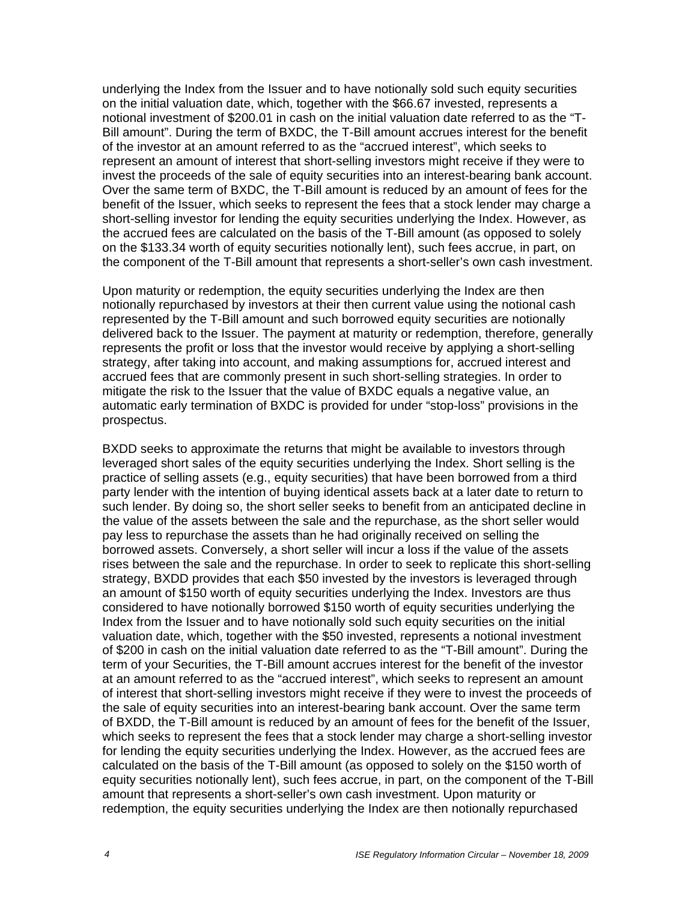underlying the Index from the Issuer and to have notionally sold such equity securities on the initial valuation date, which, together with the $66.67 invested, represents a notional investment of $200.01 in cash on the initial valuation date referred to as the "T-Bill amount". During the term of BXDC, the T-Bill amount accrues interest for the benefit of the investor at an amount referred to as the "accrued interest", which seeks to represent an amount of interest that short-selling investors might receive if they were to invest the proceeds of the sale of equity securities into an interest-bearing bank account. Over the same term of BXDC, the T-Bill amount is reduced by an amount of fees for the benefit of the Issuer, which seeks to represent the fees that a stock lender may charge a short-selling investor for lending the equity securities underlying the Index. However, as the accrued fees are calculated on the basis of the T-Bill amount (as opposed to solely on the $133.34 worth of equity securities notionally lent), such fees accrue, in part, on the component of the T-Bill amount that represents a short-seller's own cash investment.

Upon maturity or redemption, the equity securities underlying the Index are then notionally repurchased by investors at their then current value using the notional cash represented by the T-Bill amount and such borrowed equity securities are notionally delivered back to the Issuer. The payment at maturity or redemption, therefore, generally represents the profit or loss that the investor would receive by applying a short-selling strategy, after taking into account, and making assumptions for, accrued interest and accrued fees that are commonly present in such short-selling strategies. In order to mitigate the risk to the Issuer that the value of BXDC equals a negative value, an automatic early termination of BXDC is provided for under "stop-loss" provisions in the prospectus.

BXDD seeks to approximate the returns that might be available to investors through leveraged short sales of the equity securities underlying the Index. Short selling is the practice of selling assets (e.g., equity securities) that have been borrowed from a third party lender with the intention of buying identical assets back at a later date to return to such lender. By doing so, the short seller seeks to benefit from an anticipated decline in the value of the assets between the sale and the repurchase, as the short seller would pay less to repurchase the assets than he had originally received on selling the borrowed assets. Conversely, a short seller will incur a loss if the value of the assets rises between the sale and the repurchase. In order to seek to replicate this short-selling strategy, BXDD provides that each $50 invested by the investors is leveraged through an amount of $150 worth of equity securities underlying the Index. Investors are thus considered to have notionally borrowed $150 worth of equity securities underlying the Index from the Issuer and to have notionally sold such equity securities on the initial valuation date, which, together with the $50 invested, represents a notional investment of $200 in cash on the initial valuation date referred to as the "T-Bill amount". During the term of your Securities, the T-Bill amount accrues interest for the benefit of the investor at an amount referred to as the "accrued interest", which seeks to represent an amount of interest that short-selling investors might receive if they were to invest the proceeds of the sale of equity securities into an interest-bearing bank account. Over the same term of BXDD, the T-Bill amount is reduced by an amount of fees for the benefit of the Issuer, which seeks to represent the fees that a stock lender may charge a short-selling investor for lending the equity securities underlying the Index. However, as the accrued fees are calculated on the basis of the T-Bill amount (as opposed to solely on the $150 worth of equity securities notionally lent), such fees accrue, in part, on the component of the T-Bill amount that represents a short-seller's own cash investment. Upon maturity or redemption, the equity securities underlying the Index are then notionally repurchased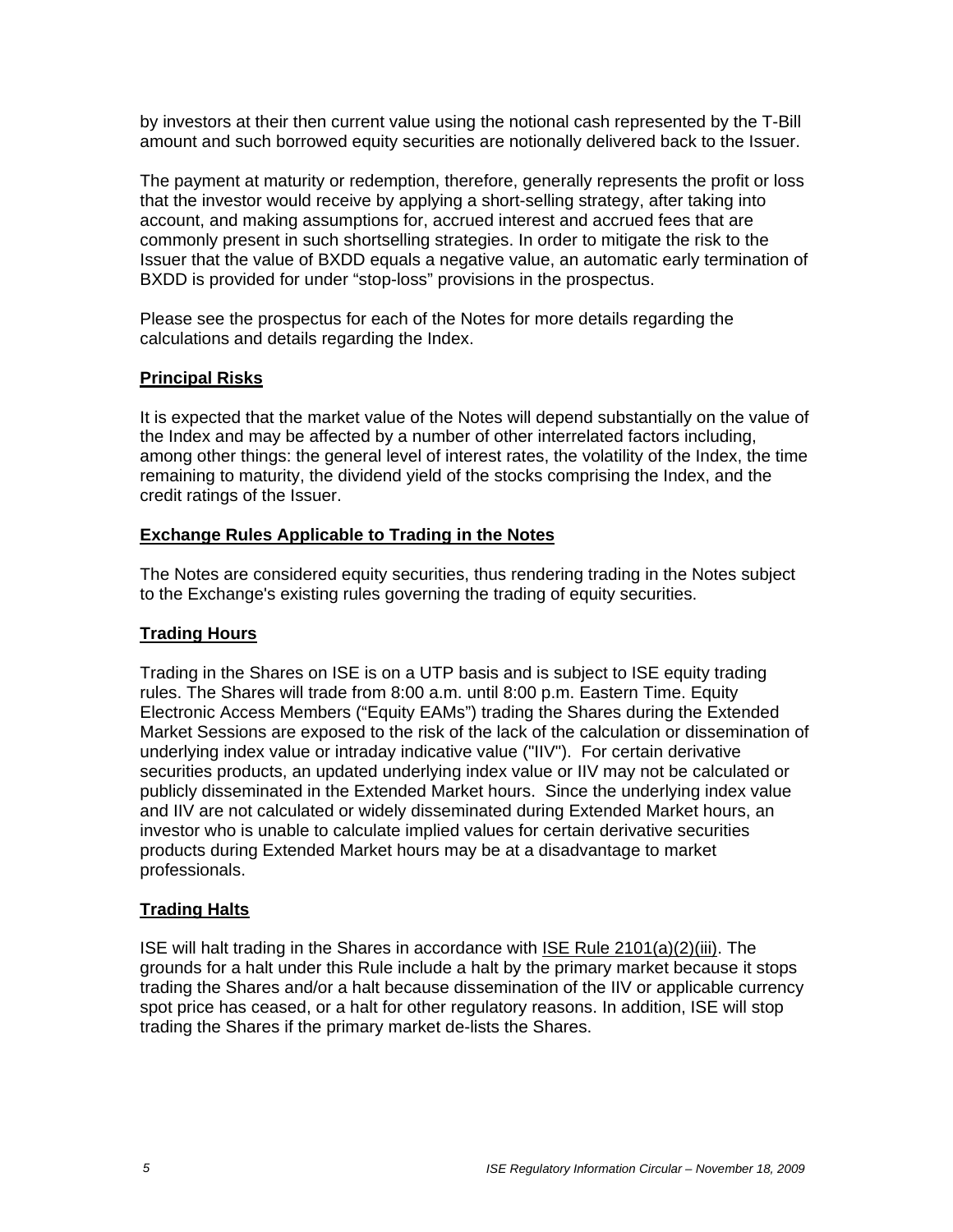by investors at their then current value using the notional cash represented by the T-Bill amount and such borrowed equity securities are notionally delivered back to the Issuer.

The payment at maturity or redemption, therefore, generally represents the profit or loss that the investor would receive by applying a short-selling strategy, after taking into account, and making assumptions for, accrued interest and accrued fees that are commonly present in such shortselling strategies. In order to mitigate the risk to the Issuer that the value of BXDD equals a negative value, an automatic early termination of BXDD is provided for under "stop-loss" provisions in the prospectus.

Please see the prospectus for each of the Notes for more details regarding the calculations and details regarding the Index.

## Principal Risks

It is expected that the market value of the Notes will depend substantially on the value of the Index and may be affected by a number of other interrelated factors including, among other things: the general level of interest rates, the volatility of the Index, the time remaining to maturity, the dividend yield of the stocks comprising the Index, and the credit ratings of the Issuer.

## Exchange Rules Applicable to Trading in the Notes

The Notes are considered equity securities, thus rendering trading in the Notes subject to the Exchange's existing rules governing the trading of equity securities.

## Trading Hours

Trading in the Shares on ISE is on a UTP basis and is subject to ISE equity trading rules. The Shares will trade from 8:00 a.m. until 8:00 p.m. Eastern Time. Equity Electronic Access Members ("Equity EAMs") trading the Shares during the Extended Market Sessions are exposed to the risk of the lack of the calculation or dissemination of underlying index value or intraday indicative value ("IIV"). For certain derivative securities products, an updated underlying index value or IIV may not be calculated or publicly disseminated in the Extended Market hours. Since the underlying index value and IIV are not calculated or widely disseminated during Extended Market hours, an investor who is unable to calculate implied values for certain derivative securities products during Extended Market hours may be at a disadvantage to market professionals.

## Trading Halts

ISE will halt trading in the Shares in accordance with ISE Rule 2101(a)(2)(iii). The grounds for a halt under this Rule include a halt by the primary market because it stops trading the Shares and/or a halt because dissemination of the IIV or applicable currency spot price has ceased, or a halt for other regulatory reasons. In addition, ISE will stop trading the Shares if the primary market de-lists the Shares.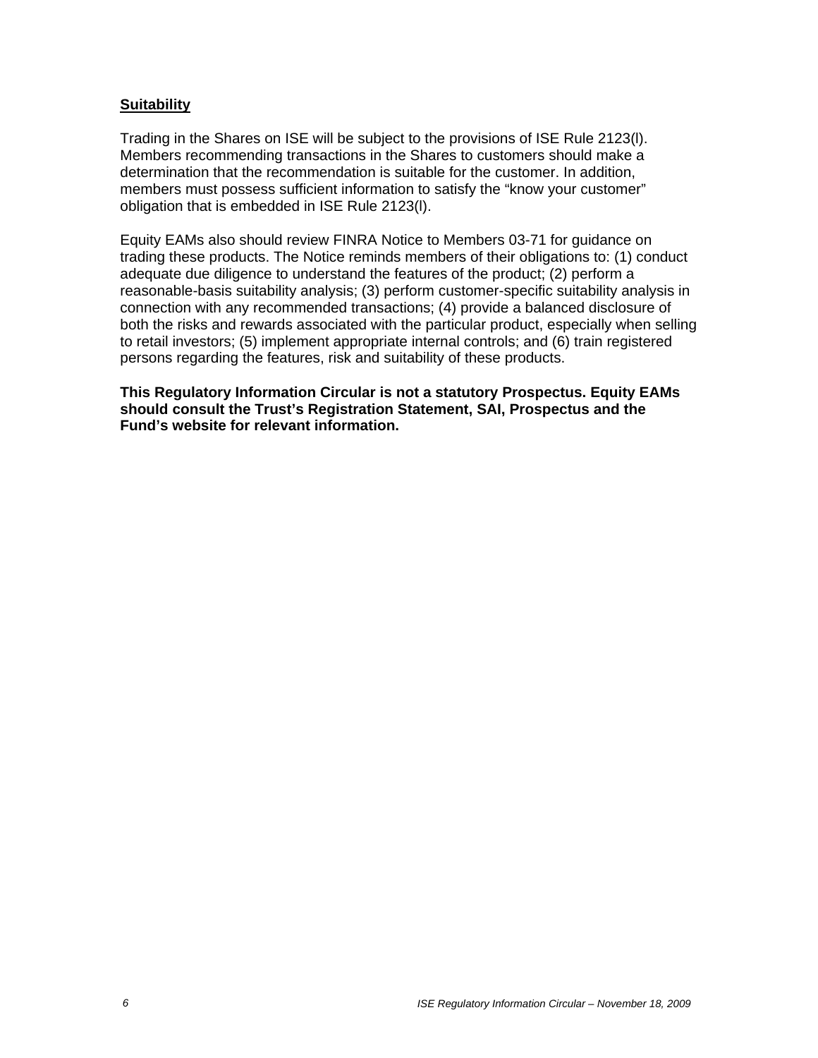**Suitability**

Trading in the Shares on ISE will be subject to the provisions of ISE Rule 2123(l). Members recommending transactions in the Shares to customers should make a determination that the recommendation is suitable for the customer. In addition, members must possess sufficient information to satisfy the "know your customer" obligation that is embedded in ISE Rule 2123(l).

Equity EAMs also should review FINRA Notice to Members 03-71 for guidance on trading these products. The Notice reminds members of their obligations to: (1) conduct adequate due diligence to understand the features of the product; (2) perform a reasonable-basis suitability analysis; (3) perform customer-specific suitability analysis in connection with any recommended transactions; (4) provide a balanced disclosure of both the risks and rewards associated with the particular product, especially when selling to retail investors; (5) implement appropriate internal controls; and (6) train registered persons regarding the features, risk and suitability of these products.

**This Regulatory Information Circular is not a statutory Prospectus. Equity EAMs should consult the Trust's Registration Statement, SAI, Prospectus and the Fund's website for relevant information.**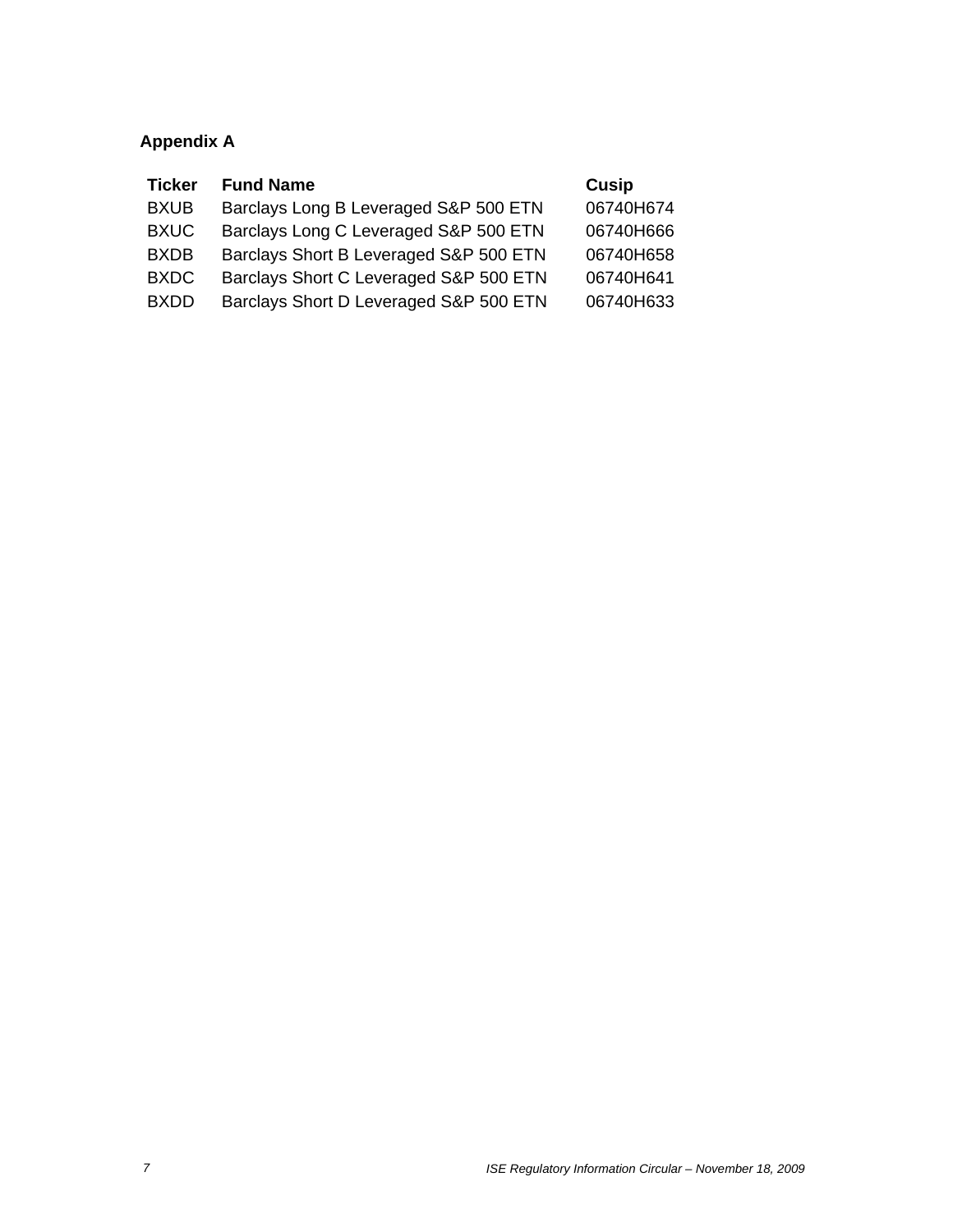**Appendix A**

| Ticker | Fund Name | Cusip |
|---|---|---|
| BXUB | Barclays Long B Leveraged S&P 500 ETN | 06740H674 |
| BXUC | Barclays Long C Leveraged S&P 500 ETN | 06740H666 |
| BXDB | Barclays Short B Leveraged S&P 500 ETN | 06740H658 |
| BXDC | Barclays Short C Leveraged S&P 500 ETN | 06740H641 |
| BXDD | Barclays Short D Leveraged S&P 500 ETN | 06740H633 |